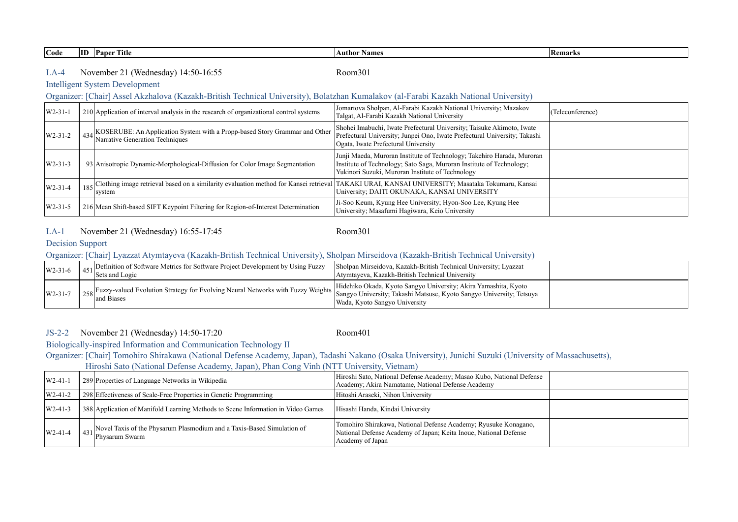| Code | ID | Paper Title | Author Names | Remarks |
|---|---|---|---|---|

## LA-4 November 21 (Wednesday) 14:50-16:55 Room301

### Intelligent System Development

Organizer: [Chair] Assel Akzhalova (Kazakh-British Technical University), Bolatzhan Kumalakov (al-Farabi Kazakh National University)

| Code | ID | Paper Title | Author Names | Remarks |
|---|---|---|---|---|
| W2-31-1 | 210 | Application of interval analysis in the research of organizational control systems | Jomartova Sholpan, Al-Farabi Kazakh National University; Mazakov Talgat, Al-Farabi Kazakh National University | (Teleconference) |
| W2-31-2 | 434 | KOSERUBE: An Application System with a Propp-based Story Grammar and Other Narrative Generation Techniques | Shohei Imabuchi, Iwate Prefectural University; Taisuke Akimoto, Iwate Prefectural University; Junpei Ono, Iwate Prefectural University; Takashi Ogata, Iwate Prefectural University | |
| W2-31-3 | 93 | Anisotropic Dynamic-Morphological-Diffusion for Color Image Segmentation | Junji Maeda, Muroran Institute of Technology; Takehiro Harada, Muroran Institute of Technology; Sato Saga, Muroran Institute of Technology; Yukinori Suzuki, Muroran Institute of Technology | |
| W2-31-4 | 185 | Clothing image retrieval based on a similarity evaluation method for Kansei retrieval system | TAKAKI URAI, KANSAI UNIVERSITY; Masataka Tokumaru, Kansai University; DAITI OKUNAKA, KANSAI UNIVERSITY | |
| W2-31-5 | 216 | Mean Shift-based SIFT Keypoint Filtering for Region-of-Interest Determination | Ji-Soo Keum, Kyung Hee University; Hyon-Soo Lee, Kyung Hee University; Masafumi Hagiwara, Keio University | |

## LA-1 November 21 (Wednesday) 16:55-17:45 Room301

### Decision Support

Organizer: [Chair] Lyazzat Atymtayeva (Kazakh-British Technical University), Sholpan Mirseidova (Kazakh-British Technical University)

| Code | ID | Paper Title | Author Names | Remarks |
|---|---|---|---|---|
| W2-31-6 | 451 | Definition of Software Metrics for Software Project Development by Using Fuzzy Sets and Logic | Sholpan Mirseidova, Kazakh-British Technical University; Lyazzat Atymtayeva, Kazakh-British Technical University | |
| W2-31-7 | 258 | Fuzzy-valued Evolution Strategy for Evolving Neural Networks with Fuzzy Weights and Biases | Hidehiko Okada, Kyoto Sangyo University; Akira Yamashita, Kyoto Sangyo University; Takashi Matsuse, Kyoto Sangyo University; Tetsuya Wada, Kyoto Sangyo University | |

## JS-2-2 November 21 (Wednesday) 14:50-17:20 Room401

### Biologically-inspired Information and Communication Technology II

Organizer: [Chair] Tomohiro Shirakawa (National Defense Academy, Japan), Tadashi Nakano (Osaka University), Junichi Suzuki (University of Massachusetts), Hiroshi Sato (National Defense Academy, Japan), Phan Cong Vinh (NTT University, Vietnam)

| Code | ID | Paper Title | Author Names | Remarks |
|---|---|---|---|---|
| W2-41-1 | 289 | Properties of Language Networks in Wikipedia | Hiroshi Sato, National Defense Academy; Masao Kubo, National Defense Academy; Akira Namatame, National Defense Academy | |
| W2-41-2 | 298 | Effectiveness of Scale-Free Properties in Genetic Programming | Hitoshi Araseki, Nihon University | |
| W2-41-3 | 388 | Application of Manifold Learning Methods to Scene Information in Video Games | Hisashi Handa, Kindai University | |
| W2-41-4 | 431 | Novel Taxis of the Physarum Plasmodium and a Taxis-Based Simulation of Physarum Swarm | Tomohiro Shirakawa, National Defense Academy; Ryusuke Konagano, National Defense Academy of Japan; Keita Inoue, National Defense Academy of Japan | |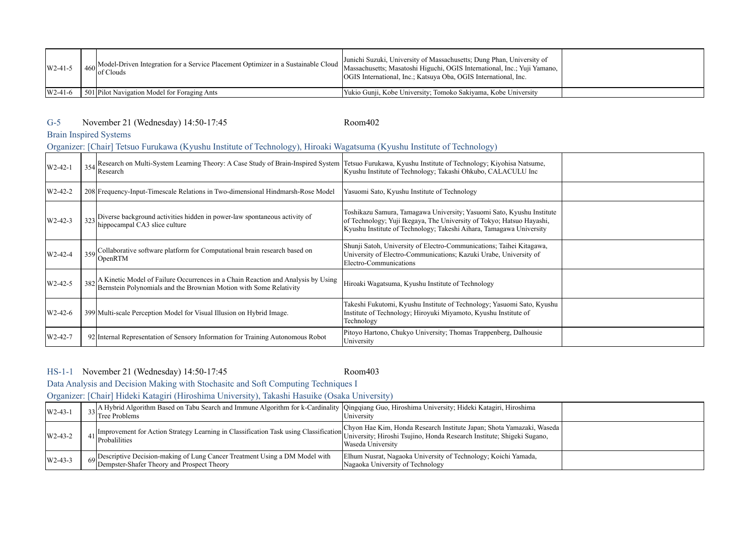| | | | | |
|---|---|---|---|---|
| W2-41-5 | 460 | Model-Driven Integration for a Service Placement Optimizer in a Sustainable Cloud of Clouds | Junichi Suzuki, University of Massachusetts; Dung Phan, University of Massachusetts; Masatoshi Higuchi, OGIS International, Inc.; Yuji Yamano, OGIS International, Inc.; Katsuya Oba, OGIS International, Inc. | |
| W2-41-6 | 501 | Pilot Navigation Model for Foraging Ants | Yukio Gunji, Kobe University; Tomoko Sakiyama, Kobe University | |

## G-5 November 21 (Wednesday) 14:50-17:45 Room402

### Brain Inspired Systems

Organizer: [Chair] Tetsuo Furukawa (Kyushu Institute of Technology), Hiroaki Wagatsuma (Kyushu Institute of Technology)

| | | | | |
|---|---|---|---|---|
| W2-42-1 | 354 | Research on Multi-System Learning Theory: A Case Study of Brain-Inspired System Research | Tetsuo Furukawa, Kyushu Institute of Technology; Kiyohisa Natsume, Kyushu Institute of Technology; Takashi Ohkubo, CALACULU Inc | |
| W2-42-2 | 208 | Frequency-Input-Timescale Relations in Two-dimensional Hindmarsh-Rose Model | Yasuomi Sato, Kyushu Institute of Technology | |
| W2-42-3 | 323 | Diverse background activities hidden in power-law spontaneous activity of hippocampal CA3 slice culture | Toshikazu Samura, Tamagawa University; Yasuomi Sato, Kyushu Institute of Technology; Yuji Ikegaya, The University of Tokyo; Hatsuo Hayashi, Kyushu Institute of Technology; Takeshi Aihara, Tamagawa University | |
| W2-42-4 | 359 | Collaborative software platform for Computational brain research based on OpenRTM | Shunji Satoh, University of Electro-Communications; Taihei Kitagawa, University of Electro-Communications; Kazuki Urabe, University of Electro-Communications | |
| W2-42-5 | 382 | A Kinetic Model of Failure Occurrences in a Chain Reaction and Analysis by Using Bernstein Polynomials and the Brownian Motion with Some Relativity | Hiroaki Wagatsuma, Kyushu Institute of Technology | |
| W2-42-6 | 399 | Multi-scale Perception Model for Visual Illusion on Hybrid Image. | Takeshi Fukutomi, Kyushu Institute of Technology; Yasuomi Sato, Kyushu Institute of Technology; Hiroyuki Miyamoto, Kyushu Institute of Technology | |
| W2-42-7 | 92 | Internal Representation of Sensory Information for Training Autonomous Robot | Pitoyo Hartono, Chukyo University; Thomas Trappenberg, Dalhousie University | |

## HS-1-1 November 21 (Wednesday) 14:50-17:45 Room403

### Data Analysis and Decision Making with Stochasitc and Soft Computing Techniques I

Organizer: [Chair] Hideki Katagiri (Hiroshima University), Takashi Hasuike (Osaka University)

| | | | | |
|---|---|---|---|---|
| W2-43-1 | 33 | A Hybrid Algorithm Based on Tabu Search and Immune Algorithm for k-Cardinality Tree Problems | Qingqiang Guo, Hiroshima University; Hideki Katagiri, Hiroshima University | |
| W2-43-2 | 41 | Improvement for Action Strategy Learning in Classification Task using Classification Probalilities | Chyon Hae Kim, Honda Research Institute Japan; Shota Yamazaki, Waseda University; Hiroshi Tsujino, Honda Research Institute; Shigeki Sugano, Waseda University | |
| W2-43-3 | 69 | Descriptive Decision-making of Lung Cancer Treatment Using a DM Model with Dempster-Shafer Theory and Prospect Theory | Elhum Nusrat, Nagaoka University of Technology; Koichi Yamada, Nagaoka University of Technology | |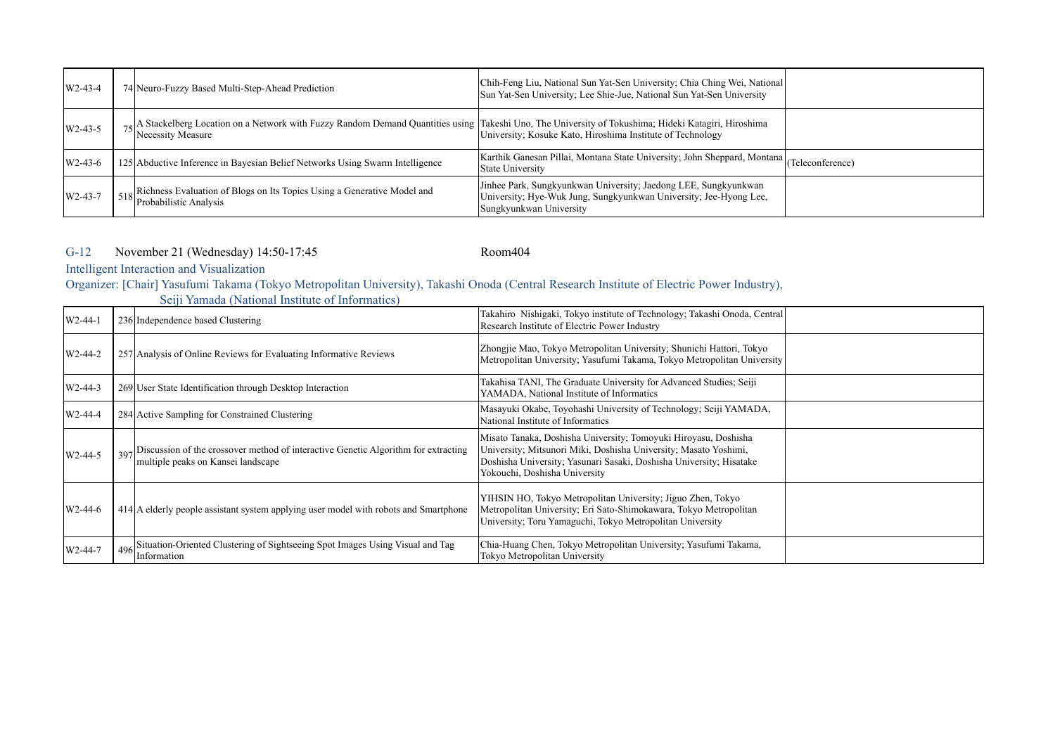| | | | | |
|---|---|---|---|---|
| W2-43-4 | 74 | Neuro-Fuzzy Based Multi-Step-Ahead Prediction | Chih-Feng Liu, National Sun Yat-Sen University; Chia Ching Wei, National Sun Yat-Sen University; Lee Shie-Jue, National Sun Yat-Sen University | |
| W2-43-5 | 75 | A Stackelberg Location on a Network with Fuzzy Random Demand Quantities using Necessity Measure | Takeshi Uno, The University of Tokushima; Hideki Katagiri, Hiroshima University; Kosuke Kato, Hiroshima Institute of Technology | |
| W2-43-6 | 125 | Abductive Inference in Bayesian Belief Networks Using Swarm Intelligence | Karthik Ganesan Pillai, Montana State University; John Sheppard, Montana State University | (Teleconference) |
| W2-43-7 | 518 | Richness Evaluation of Blogs on Its Topics Using a Generative Model and Probabilistic Analysis | Jinhee Park, Sungkyunkwan University; Jaedong LEE, Sungkyunkwan University; Hye-Wuk Jung, Sungkyunkwan University; Jee-Hyong Lee, Sungkyunkwan University | |

## G-12 November 21 (Wednesday) 14:50-17:45 Room404

### Intelligent Interaction and Visualization

Organizer: [Chair] Yasufumi Takama (Tokyo Metropolitan University), Takashi Onoda (Central Research Institute of Electric Power Industry), Seiji Yamada (National Institute of Informatics)

| | | | | |
|---|---|---|---|---|
| W2-44-1 | 236 | Independence based Clustering | Takahiro Nishigaki, Tokyo institute of Technology; Takashi Onoda, Central Research Institute of Electric Power Industry | |
| W2-44-2 | 257 | Analysis of Online Reviews for Evaluating Informative Reviews | Zhongjie Mao, Tokyo Metropolitan University; Shunichi Hattori, Tokyo Metropolitan University; Yasufumi Takama, Tokyo Metropolitan University | |
| W2-44-3 | 269 | User State Identification through Desktop Interaction | Takahisa TANI, The Graduate University for Advanced Studies; Seiji YAMADA, National Institute of Informatics | |
| W2-44-4 | 284 | Active Sampling for Constrained Clustering | Masayuki Okabe, Toyohashi University of Technology; Seiji YAMADA, National Institute of Informatics | |
| W2-44-5 | 397 | Discussion of the crossover method of interactive Genetic Algorithm for extracting multiple peaks on Kansei landscape | Misato Tanaka, Doshisha University; Tomoyuki Hiroyasu, Doshisha University; Mitsunori Miki, Doshisha University; Masato Yoshimi, Doshisha University; Yasunari Sasaki, Doshisha University; Hisatake Yokouchi, Doshisha University | |
| W2-44-6 | 414 | A elderly people assistant system applying user model with robots and Smartphone | YIHSIN HO, Tokyo Metropolitan University; Jiguo Zhen, Tokyo Metropolitan University; Eri Sato-Shimokawara, Tokyo Metropolitan University; Toru Yamaguchi, Tokyo Metropolitan University | |
| W2-44-7 | 496 | Situation-Oriented Clustering of Sightseeing Spot Images Using Visual and Tag Information | Chia-Huang Chen, Tokyo Metropolitan University; Yasufumi Takama, Tokyo Metropolitan University | |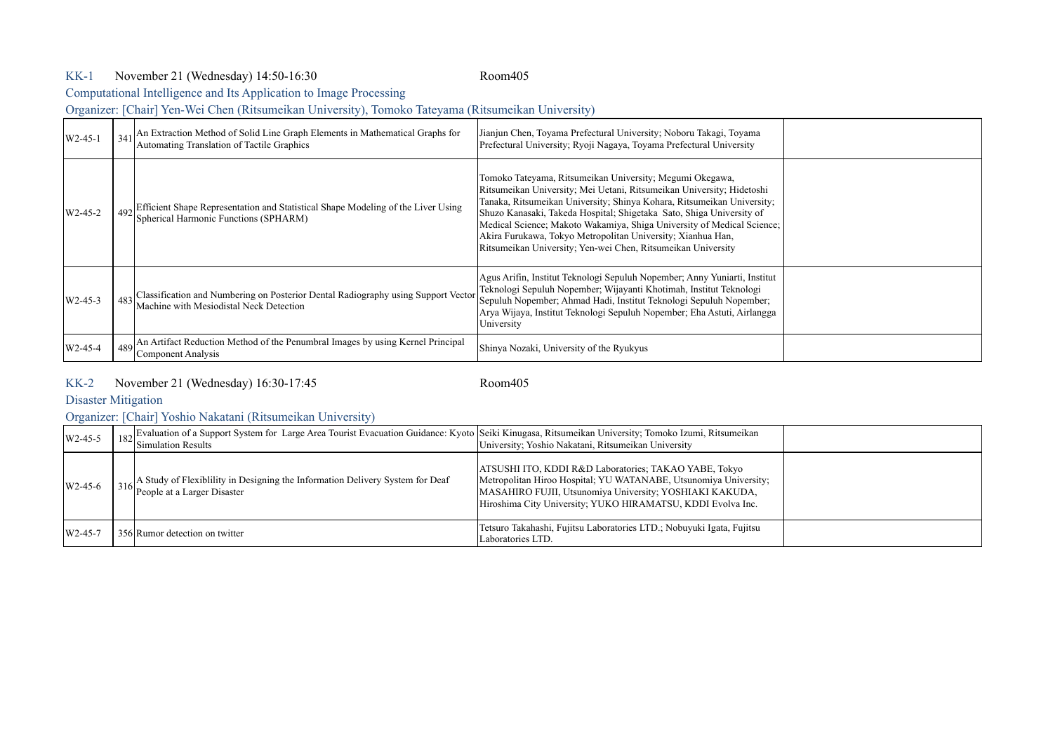## KK-1 November 21 (Wednesday) 14:50-16:30 Room405

### Computational Intelligence and Its Application to Image Processing

Organizer: [Chair] Yen-Wei Chen (Ritsumeikan University), Tomoko Tateyama (Ritsumeikan University)

| | | | | |
|---|---|---|---|---|
| W2-45-1 | 341 | An Extraction Method of Solid Line Graph Elements in Mathematical Graphs for Automating Translation of Tactile Graphics | Jianjun Chen, Toyama Prefectural University; Noboru Takagi, Toyama Prefectural University; Ryoji Nagaya, Toyama Prefectural University | |
| W2-45-2 | 492 | Efficient Shape Representation and Statistical Shape Modeling of the Liver Using Spherical Harmonic Functions (SPHARM) | Tomoko Tateyama, Ritsumeikan University; Megumi Okegawa, Ritsumeikan University; Mei Uetani, Ritsumeikan University; Hidetoshi Tanaka, Ritsumeikan University; Shinya Kohara, Ritsumeikan University; Shuzo Kanasaki, Takeda Hospital; Shigetaka Sato, Shiga University of Medical Science; Makoto Wakamiya, Shiga University of Medical Science; Akira Furukawa, Tokyo Metropolitan University; Xianhua Han, Ritsumeikan University; Yen-wei Chen, Ritsumeikan University | |
| W2-45-3 | 483 | Classification and Numbering on Posterior Dental Radiography using Support Vector Machine with Mesiodistal Neck Detection | Agus Arifin, Institut Teknologi Sepuluh Nopember; Anny Yuniarti, Institut Teknologi Sepuluh Nopember; Wijayanti Khotimah, Institut Teknologi Sepuluh Nopember; Ahmad Hadi, Institut Teknologi Sepuluh Nopember; Arya Wijaya, Institut Teknologi Sepuluh Nopember; Eha Astuti, Airlangga University | |
| W2-45-4 | 489 | An Artifact Reduction Method of the Penumbral Images by using Kernel Principal Component Analysis | Shinya Nozaki, University of the Ryukyus | |

## KK-2 November 21 (Wednesday) 16:30-17:45 Room405

### Disaster Mitigation

Organizer: [Chair] Yoshio Nakatani (Ritsumeikan University)

| | | | | |
|---|---|---|---|---|
| W2-45-5 | 182 | Evaluation of a Support System for Large Area Tourist Evacuation Guidance: Kyoto Simulation Results | Seiki Kinugasa, Ritsumeikan University; Tomoko Izumi, Ritsumeikan University; Yoshio Nakatani, Ritsumeikan University | |
| W2-45-6 | 316 | A Study of Flexiblility in Designing the Information Delivery System for Deaf People at a Larger Disaster | ATSUSHI ITO, KDDI R&D Laboratories; TAKAO YABE, Tokyo Metropolitan Hiroo Hospital; YU WATANABE, Utsunomiya University; MASAHIRO FUJII, Utsunomiya University; YOSHIAKI KAKUDA, Hiroshima City University; YUKO HIRAMATSU, KDDI Evolva Inc. | |
| W2-45-7 | 356 | Rumor detection on twitter | Tetsuro Takahashi, Fujitsu Laboratories LTD.; Nobuyuki Igata, Fujitsu Laboratories LTD. | |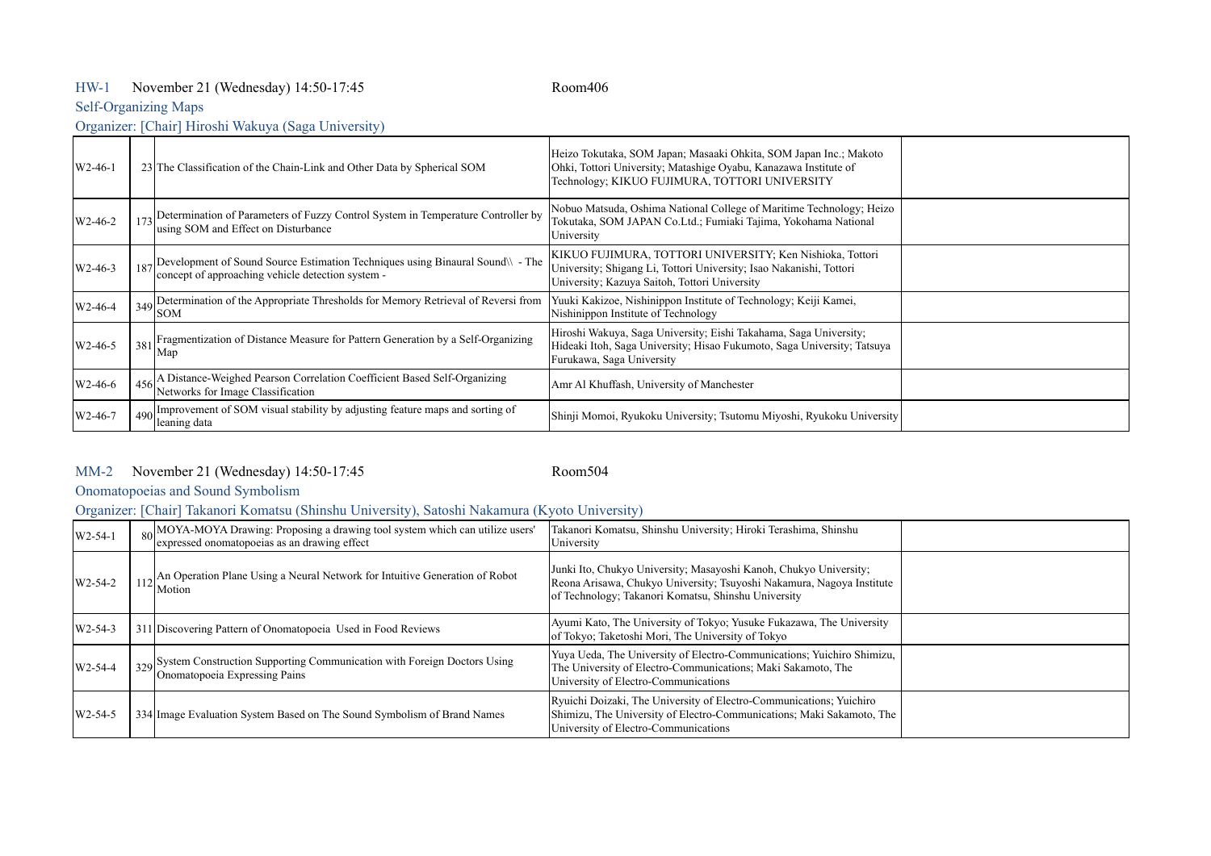HW-1 November 21 (Wednesday) 14:50-17:45 Room406

Self-Organizing Maps

Organizer: [Chair] Hiroshi Wakuya (Saga University)

| | | | | |
|---|---|---|---|---|
| W2-46-1 | 23 | The Classification of the Chain-Link and Other Data by Spherical SOM | Heizo Tokutaka, SOM Japan; Masaaki Ohkita, SOM Japan Inc.; Makoto Ohki, Tottori University; Matashige Oyabu, Kanazawa Institute of Technology; KIKUO FUJIMURA, TOTTORI UNIVERSITY | |
| W2-46-2 | 173 | Determination of Parameters of Fuzzy Control System in Temperature Controller by using SOM and Effect on Disturbance | Nobuo Matsuda, Oshima National College of Maritime Technology; Heizo Tokutaka, SOM JAPAN Co.Ltd.; Fumiaki Tajima, Yokohama National University | |
| W2-46-3 | 187 | Development of Sound Source Estimation Techniques using Binaural Sound\\ - The concept of approaching vehicle detection system - | KIKUO FUJIMURA, TOTTORI UNIVERSITY; Ken Nishioka, Tottori University; Shigang Li, Tottori University; Isao Nakanishi, Tottori University; Kazuya Saitoh, Tottori University | |
| W2-46-4 | 349 | Determination of the Appropriate Thresholds for Memory Retrieval of Reversi from SOM | Yuuki Kakizoe, Nishinippon Institute of Technology; Keiji Kamei, Nishinippon Institute of Technology | |
| W2-46-5 | 381 | Fragmentization of Distance Measure for Pattern Generation by a Self-Organizing Map | Hiroshi Wakuya, Saga University; Eishi Takahama, Saga University; Hideaki Itoh, Saga University; Hisao Fukumoto, Saga University; Tatsuya Furukawa, Saga University | |
| W2-46-6 | 456 | A Distance-Weighed Pearson Correlation Coefficient Based Self-Organizing Networks for Image Classification | Amr Al Khuffash, University of Manchester | |
| W2-46-7 | 490 | Improvement of SOM visual stability by adjusting feature maps and sorting of leaning data | Shinji Momoi, Ryukoku University; Tsutomu Miyoshi, Ryukoku University | |

MM-2 November 21 (Wednesday) 14:50-17:45 Room504

Onomatopoeias and Sound Symbolism

Organizer: [Chair] Takanori Komatsu (Shinshu University), Satoshi Nakamura (Kyoto University)

| | | | | |
|---|---|---|---|---|
| W2-54-1 | 80 | MOYA-MOYA Drawing: Proposing a drawing tool system which can utilize users' expressed onomatopoeias as an drawing effect | Takanori Komatsu, Shinshu University; Hiroki Terashima, Shinshu University | |
| W2-54-2 | 112 | An Operation Plane Using a Neural Network for Intuitive Generation of Robot Motion | Junki Ito, Chukyo University; Masayoshi Kanoh, Chukyo University; Reona Arisawa, Chukyo University; Tsuyoshi Nakamura, Nagoya Institute of Technology; Takanori Komatsu, Shinshu University | |
| W2-54-3 | 311 | Discovering Pattern of Onomatopoeia Used in Food Reviews | Ayumi Kato, The University of Tokyo; Yusuke Fukazawa, The University of Tokyo; Taketoshi Mori, The University of Tokyo | |
| W2-54-4 | 329 | System Construction Supporting Communication with Foreign Doctors Using Onomatopoeia Expressing Pains | Yuya Ueda, The University of Electro-Communications; Yuichiro Shimizu, The University of Electro-Communications; Maki Sakamoto, The University of Electro-Communications | |
| W2-54-5 | 334 | Image Evaluation System Based on The Sound Symbolism of Brand Names | Ryuichi Doizaki, The University of Electro-Communications; Yuichiro Shimizu, The University of Electro-Communications; Maki Sakamoto, The University of Electro-Communications | |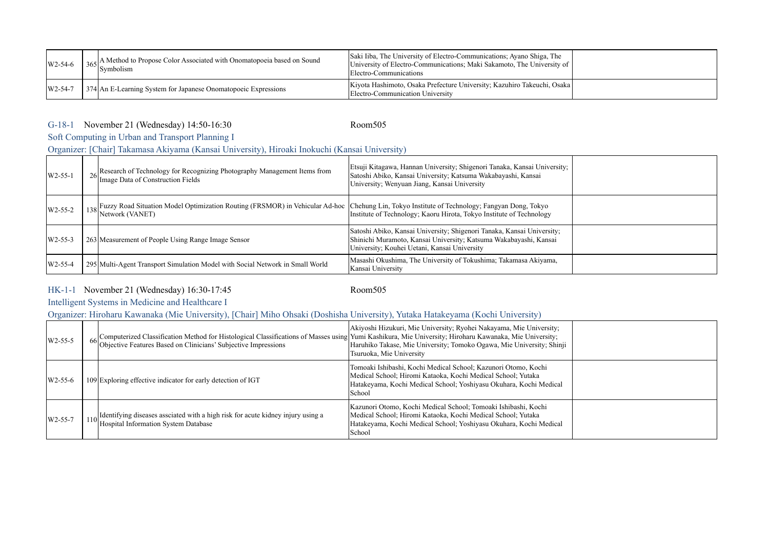| | | | | |
|---|---|---|---|---|
| W2-54-6 | 365 | A Method to Propose Color Associated with Onomatopoeia based on Sound Symbolism | Saki Iiba, The University of Electro-Communications; Ayano Shiga, The University of Electro-Communications; Maki Sakamoto, The University of Electro-Communications | |
| W2-54-7 | 374 | An E-Learning System for Japanese Onomatopoeic Expressions | Kiyota Hashimoto, Osaka Prefecture University; Kazuhiro Takeuchi, Osaka Electro-Communication University | |

## G-18-1 November 21 (Wednesday) 14:50-16:30 Room505

### Soft Computing in Urban and Transport Planning I

Organizer: [Chair] Takamasa Akiyama (Kansai University), Hiroaki Inokuchi (Kansai University)

| | | | | |
|---|---|---|---|---|
| W2-55-1 | 26 | Research of Technology for Recognizing Photography Management Items from Image Data of Construction Fields | Etsuji Kitagawa, Hannan University; Shigenori Tanaka, Kansai University; Satoshi Abiko, Kansai University; Katsuma Wakabayashi, Kansai University; Wenyuan Jiang, Kansai University | |
| W2-55-2 | 138 | Fuzzy Road Situation Model Optimization Routing (FRSMOR) in Vehicular Ad-hoc Network (VANET) | Chehung Lin, Tokyo Institute of Technology; Fangyan Dong, Tokyo Institute of Technology; Kaoru Hirota, Tokyo Institute of Technology | |
| W2-55-3 | 263 | Measurement of People Using Range Image Sensor | Satoshi Abiko, Kansai University; Shigenori Tanaka, Kansai University; Shinichi Muramoto, Kansai University; Katsuma Wakabayashi, Kansai University; Kouhei Uetani, Kansai University | |
| W2-55-4 | 295 | Multi-Agent Transport Simulation Model with Social Network in Small World | Masashi Okushima, The University of Tokushima; Takamasa Akiyama, Kansai University | |

## HK-1-1 November 21 (Wednesday) 16:30-17:45 Room505

### Intelligent Systems in Medicine and Healthcare I

Organizer: Hiroharu Kawanaka (Mie University), [Chair] Miho Ohsaki (Doshisha University), Yutaka Hatakeyama (Kochi University)

| | | | | |
|---|---|---|---|---|
| W2-55-5 | 66 | Computerized Classification Method for Histological Classifications of Masses using Objective Features Based on Clinicians' Subjective Impressions | Akiyoshi Hizukuri, Mie University; Ryohei Nakayama, Mie University; Yumi Kashikura, Mie University; Hiroharu Kawanaka, Mie University; Haruhiko Takase, Mie University; Tomoko Ogawa, Mie University; Shinji Tsuruoka, Mie University | |
| W2-55-6 | 109 | Exploring effective indicator for early detection of IGT | Tomoaki Ishibashi, Kochi Medical School; Kazunori Otomo, Kochi Medical School; Hiromi Kataoka, Kochi Medical School; Yutaka Hatakeyama, Kochi Medical School; Yoshiyasu Okuhara, Kochi Medical School | |
| W2-55-7 | 110 | Identifying diseases assciated with a high risk for acute kidney injury using a Hospital Information System Database | Kazunori Otomo, Kochi Medical School; Tomoaki Ishibashi, Kochi Medical School; Hiromi Kataoka, Kochi Medical School; Yutaka Hatakeyama, Kochi Medical School; Yoshiyasu Okuhara, Kochi Medical School | |